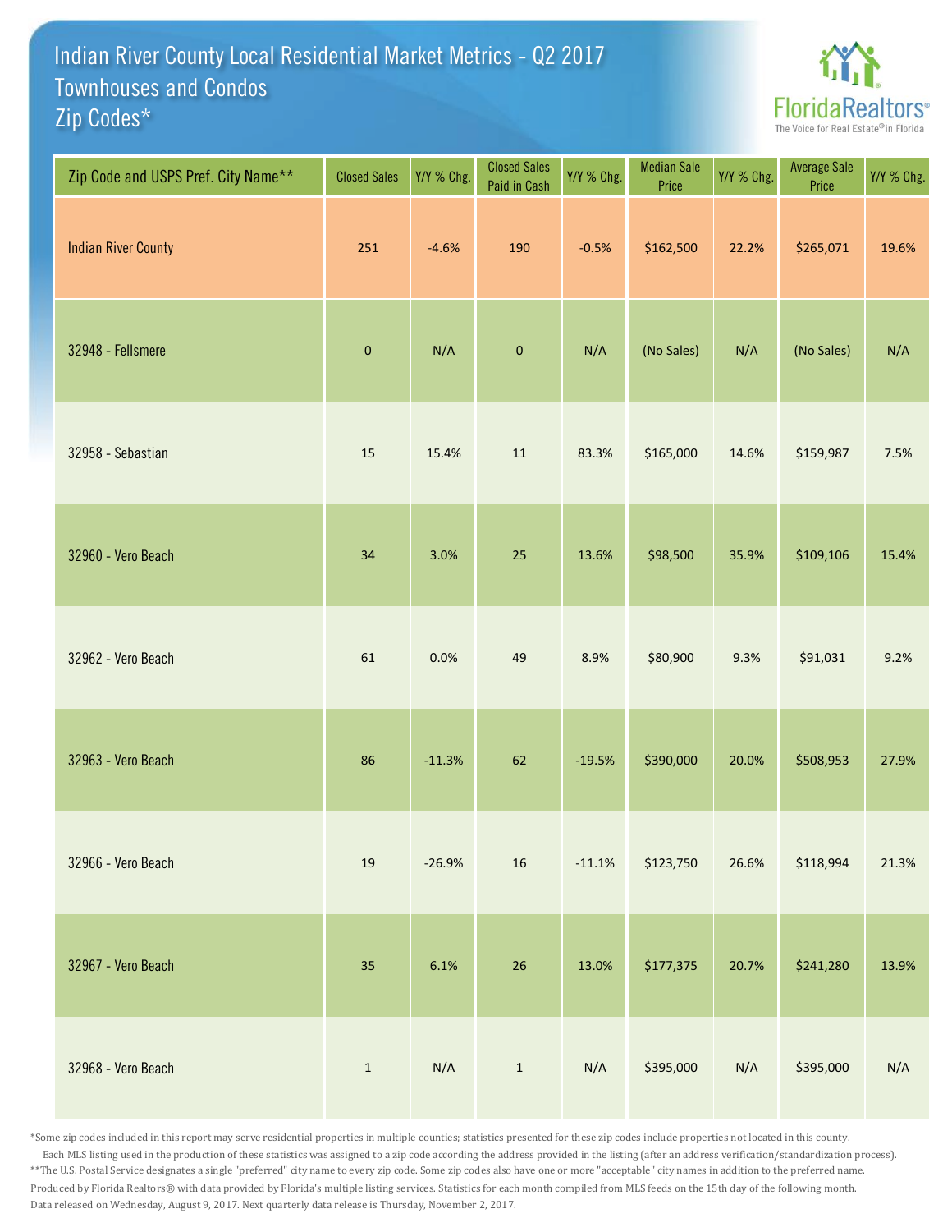# Indian River County Local Residential Market Metrics - Q2 2017
## Townhouses and Condos
## Zip Codes*

FloridaRealtors®
The Voice for Real Estate® in Florida

| Zip Code and USPS Pref. City Name** | Closed Sales | Y/Y % Chg. | Closed Sales Paid in Cash | Y/Y % Chg. | Median Sale Price | Y/Y % Chg. | Average Sale Price | Y/Y % Chg. |
|---|---|---|---|---|---|---|---|---|
| Indian River County | 251 | -4.6% | 190 | -0.5% | $162,500 | 22.2% | $265,071 | 19.6% |
| 32948 - Fellsmere | 0 | N/A | 0 | N/A | (No Sales) | N/A | (No Sales) | N/A |
| 32958 - Sebastian | 15 | 15.4% | 11 | 83.3% | $165,000 | 14.6% | $159,987 | 7.5% |
| 32960 - Vero Beach | 34 | 3.0% | 25 | 13.6% | $98,500 | 35.9% | $109,106 | 15.4% |
| 32962 - Vero Beach | 61 | 0.0% | 49 | 8.9% | $80,900 | 9.3% | $91,031 | 9.2% |
| 32963 - Vero Beach | 86 | -11.3% | 62 | -19.5% | $390,000 | 20.0% | $508,953 | 27.9% |
| 32966 - Vero Beach | 19 | -26.9% | 16 | -11.1% | $123,750 | 26.6% | $118,994 | 21.3% |
| 32967 - Vero Beach | 35 | 6.1% | 26 | 13.0% | $177,375 | 20.7% | $241,280 | 13.9% |
| 32968 - Vero Beach | 1 | N/A | 1 | N/A | $395,000 | N/A | $395,000 | N/A |

*Some zip codes included in this report may serve residential properties in multiple counties; statistics presented for these zip codes include properties not located in this county. Each MLS listing used in the production of these statistics was assigned to a zip code according the address provided in the listing (after an address verification/standardization process).
**The U.S. Postal Service designates a single "preferred" city name to every zip code. Some zip codes also have one or more "acceptable" city names in addition to the preferred name.
Produced by Florida Realtors® with data provided by Florida's multiple listing services. Statistics for each month compiled from MLS feeds on the 15th day of the following month.
Data released on Wednesday, August 9, 2017. Next quarterly data release is Thursday, November 2, 2017.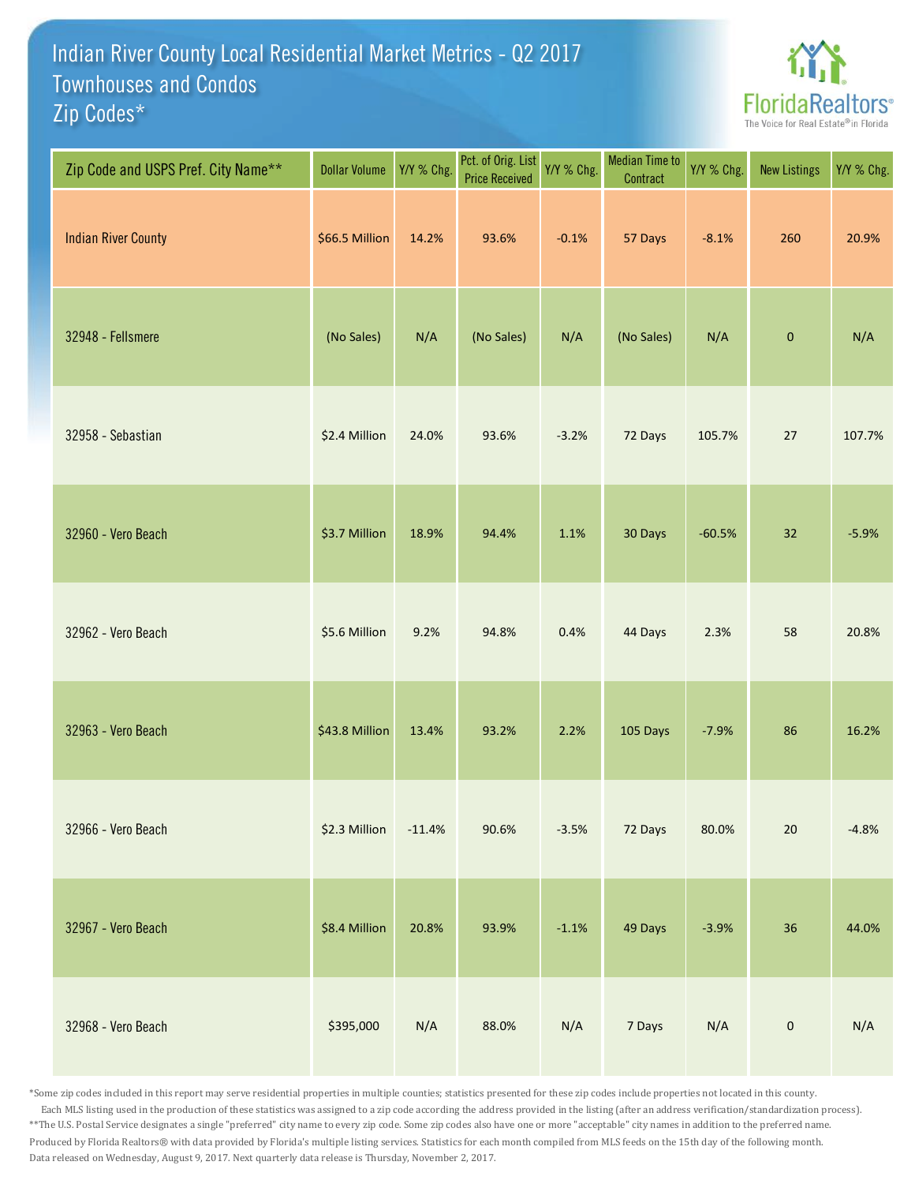# Indian River County Local Residential Market Metrics - Q2 2017
## Townhouses and Condos
## Zip Codes*

FloridaRealtors® The Voice for Real Estate® in Florida

| Zip Code and USPS Pref. City Name** | Dollar Volume | Y/Y % Chg. | Pct. of Orig. List Price Received | Y/Y % Chg. | Median Time to Contract | Y/Y % Chg. | New Listings | Y/Y % Chg. |
|---|---|---|---|---|---|---|---|---|
| Indian River County | $66.5 Million | 14.2% | 93.6% | -0.1% | 57 Days | -8.1% | 260 | 20.9% |
| 32948 - Fellsmere | (No Sales) | N/A | (No Sales) | N/A | (No Sales) | N/A | 0 | N/A |
| 32958 - Sebastian | $2.4 Million | 24.0% | 93.6% | -3.2% | 72 Days | 105.7% | 27 | 107.7% |
| 32960 - Vero Beach | $3.7 Million | 18.9% | 94.4% | 1.1% | 30 Days | -60.5% | 32 | -5.9% |
| 32962 - Vero Beach | $5.6 Million | 9.2% | 94.8% | 0.4% | 44 Days | 2.3% | 58 | 20.8% |
| 32963 - Vero Beach | $43.8 Million | 13.4% | 93.2% | 2.2% | 105 Days | -7.9% | 86 | 16.2% |
| 32966 - Vero Beach | $2.3 Million | -11.4% | 90.6% | -3.5% | 72 Days | 80.0% | 20 | -4.8% |
| 32967 - Vero Beach | $8.4 Million | 20.8% | 93.9% | -1.1% | 49 Days | -3.9% | 36 | 44.0% |
| 32968 - Vero Beach | $395,000 | N/A | 88.0% | N/A | 7 Days | N/A | 0 | N/A |

*Some zip codes included in this report may serve residential properties in multiple counties; statistics presented for these zip codes include properties not located in this county. Each MLS listing used in the production of these statistics was assigned to a zip code according the address provided in the listing (after an address verification/standardization process).

**The U.S. Postal Service designates a single "preferred" city name to every zip code. Some zip codes also have one or more "acceptable" city names in addition to the preferred name.

Produced by Florida Realtors® with data provided by Florida's multiple listing services. Statistics for each month compiled from MLS feeds on the 15th day of the following month.

Data released on Wednesday, August 9, 2017. Next quarterly data release is Thursday, November 2, 2017.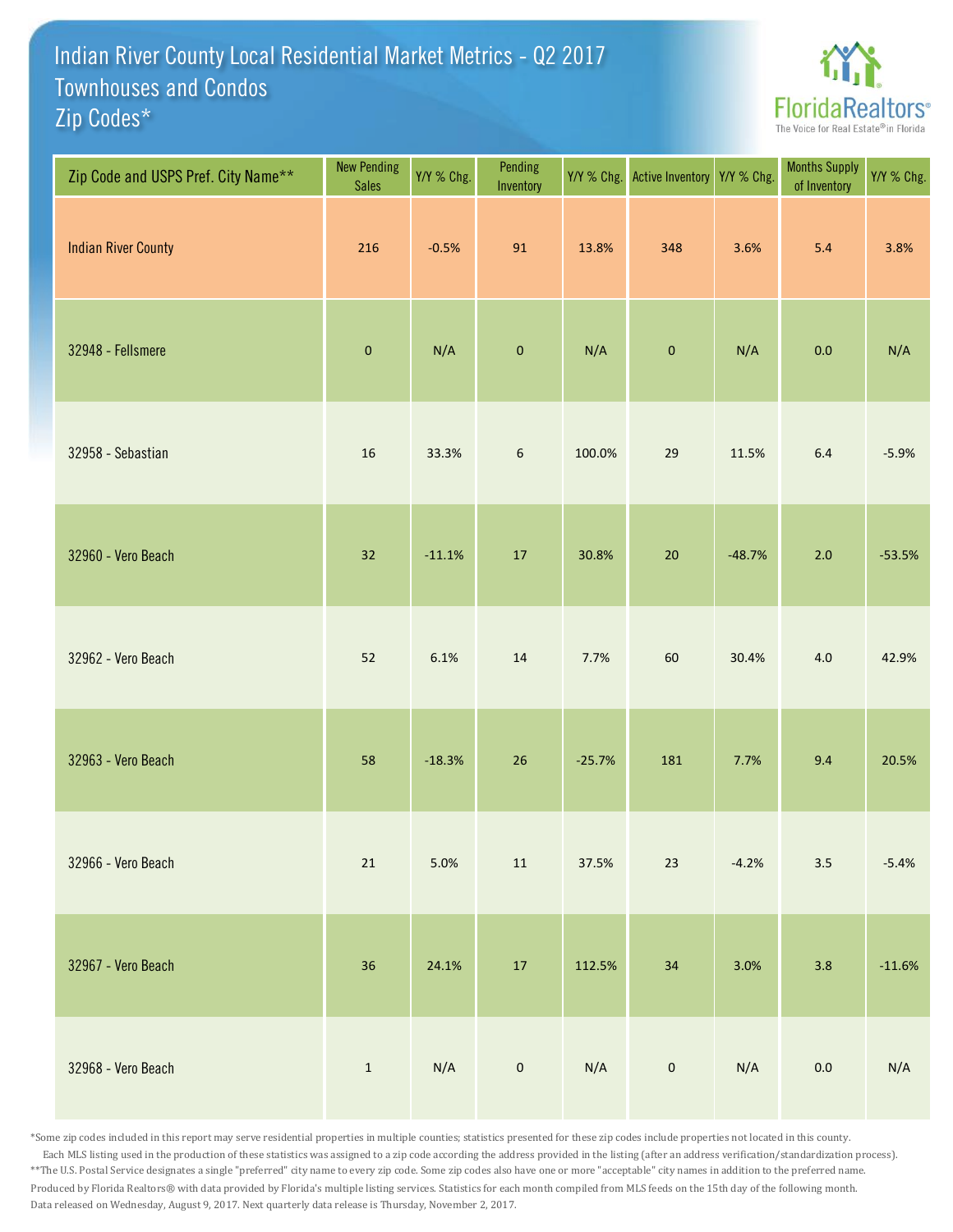# Indian River County Local Residential Market Metrics - Q2 2017
## Townhouses and Condos
## Zip Codes*

FloridaRealtors® The Voice for Real Estate® in Florida

| Zip Code and USPS Pref. City Name** | New Pending Sales | Y/Y % Chg. | Pending Inventory | Y/Y % Chg. | Active Inventory | Y/Y % Chg. | Months Supply of Inventory | Y/Y % Chg. |
|---|---|---|---|---|---|---|---|---|
| Indian River County | 216 | -0.5% | 91 | 13.8% | 348 | 3.6% | 5.4 | 3.8% |
| 32948 - Fellsmere | 0 | N/A | 0 | N/A | 0 | N/A | 0.0 | N/A |
| 32958 - Sebastian | 16 | 33.3% | 6 | 100.0% | 29 | 11.5% | 6.4 | -5.9% |
| 32960 - Vero Beach | 32 | -11.1% | 17 | 30.8% | 20 | -48.7% | 2.0 | -53.5% |
| 32962 - Vero Beach | 52 | 6.1% | 14 | 7.7% | 60 | 30.4% | 4.0 | 42.9% |
| 32963 - Vero Beach | 58 | -18.3% | 26 | -25.7% | 181 | 7.7% | 9.4 | 20.5% |
| 32966 - Vero Beach | 21 | 5.0% | 11 | 37.5% | 23 | -4.2% | 3.5 | -5.4% |
| 32967 - Vero Beach | 36 | 24.1% | 17 | 112.5% | 34 | 3.0% | 3.8 | -11.6% |
| 32968 - Vero Beach | 1 | N/A | 0 | N/A | 0 | N/A | 0.0 | N/A |

*Some zip codes included in this report may serve residential properties in multiple counties; statistics presented for these zip codes include properties not located in this county. Each MLS listing used in the production of these statistics was assigned to a zip code according the address provided in the listing (after an address verification/standardization process).
**The U.S. Postal Service designates a single "preferred" city name to every zip code. Some zip codes also have one or more "acceptable" city names in addition to the preferred name.
Produced by Florida Realtors® with data provided by Florida's multiple listing services. Statistics for each month compiled from MLS feeds on the 15th day of the following month.
Data released on Wednesday, August 9, 2017. Next quarterly data release is Thursday, November 2, 2017.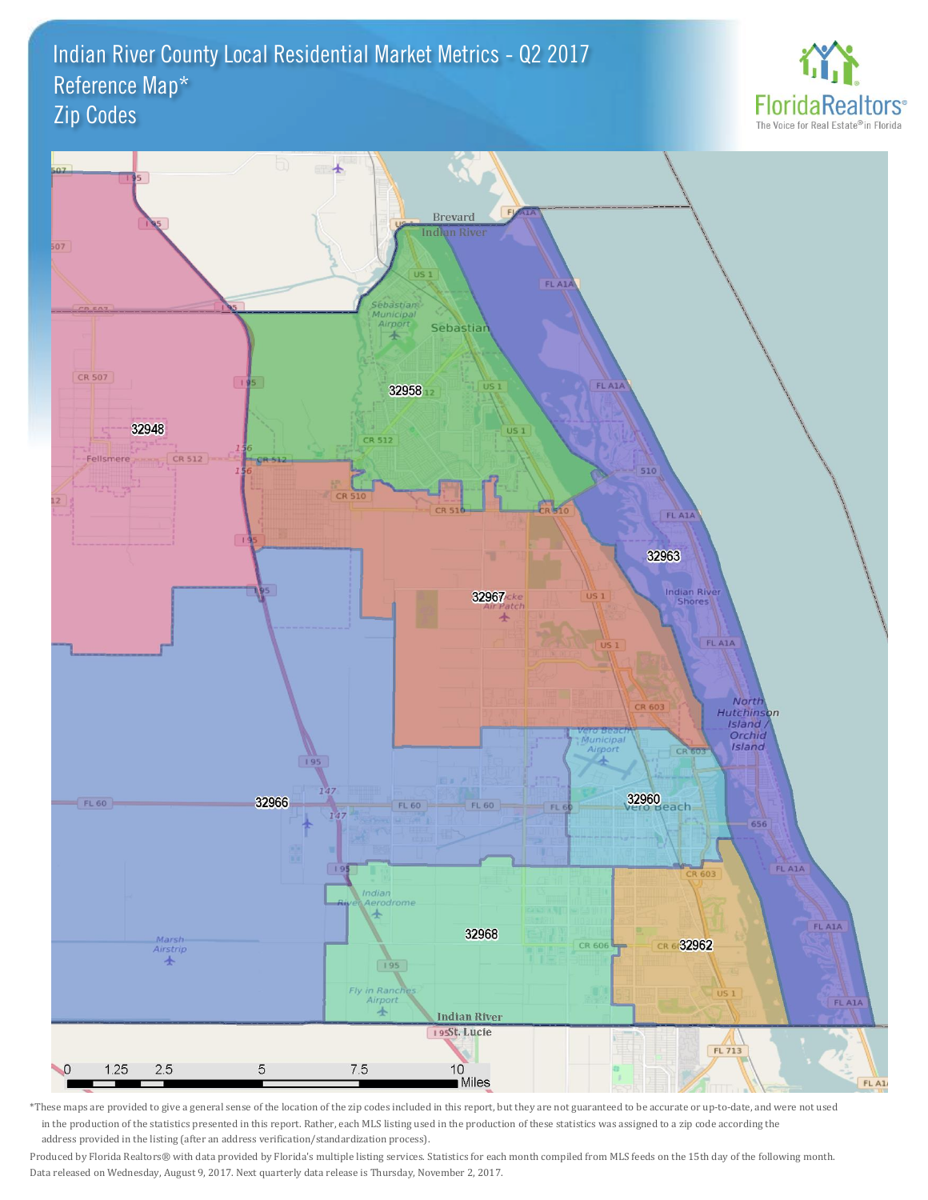# Indian River County Local Residential Market Metrics - Q2 2017
## Reference Map*
## Zip Codes

FloridaRealtors®
The Voice for Real Estate® in Florida

32948
32958
32963
32967
32966
32960
32968
32962

0 1.25 2.5 5 7.5 10
Miles

*These maps are provided to give a general sense of the location of the zip codes included in this report, but they are not guaranteed to be accurate or up-to-date, and were not used in the production of the statistics presented in this report. Rather, each MLS listing used in the production of these statistics was assigned to a zip code according the address provided in the listing (after an address verification/standardization process).

Produced by Florida Realtors® with data provided by Florida's multiple listing services. Statistics for each month compiled from MLS feeds on the 15th day of the following month. Data released on Wednesday, August 9, 2017. Next quarterly data release is Thursday, November 2, 2017.